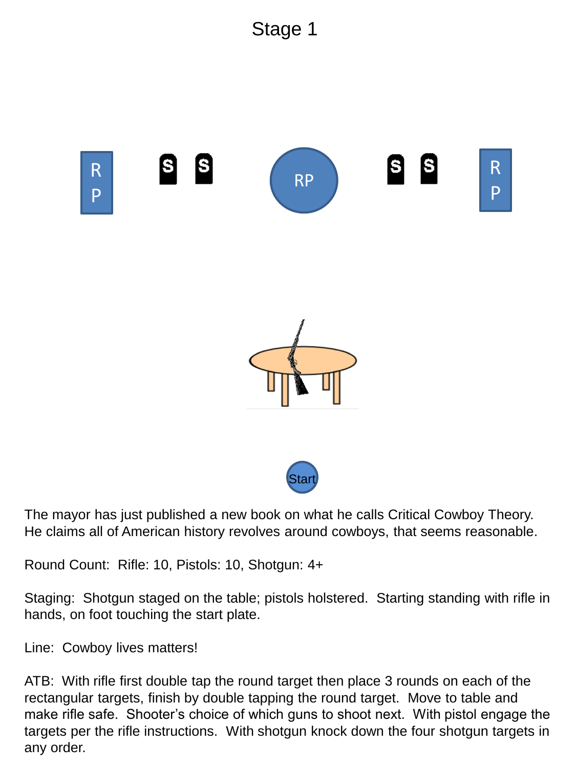# Stage 1

The mayor has just published a new book on what he calls Critical Cowboy Theory. He claims all of American history revolves around cowboys, that seems reasonable.

Round Count: Rifle: 10, Pistols: 10, Shotgun: 4+

Staging: Shotgun staged on the table; pistols holstered. Starting standing with rifle in hands, on foot touching the start plate.

Line: Cowboy lives matters!

ATB: With rifle first double tap the round target then place 3 rounds on each of the rectangular targets, finish by double tapping the round target. Move to table and make rifle safe. Shooter's choice of which guns to shoot next. With pistol engage the targets per the rifle instructions. With shotgun knock down the four shotgun targets in any order.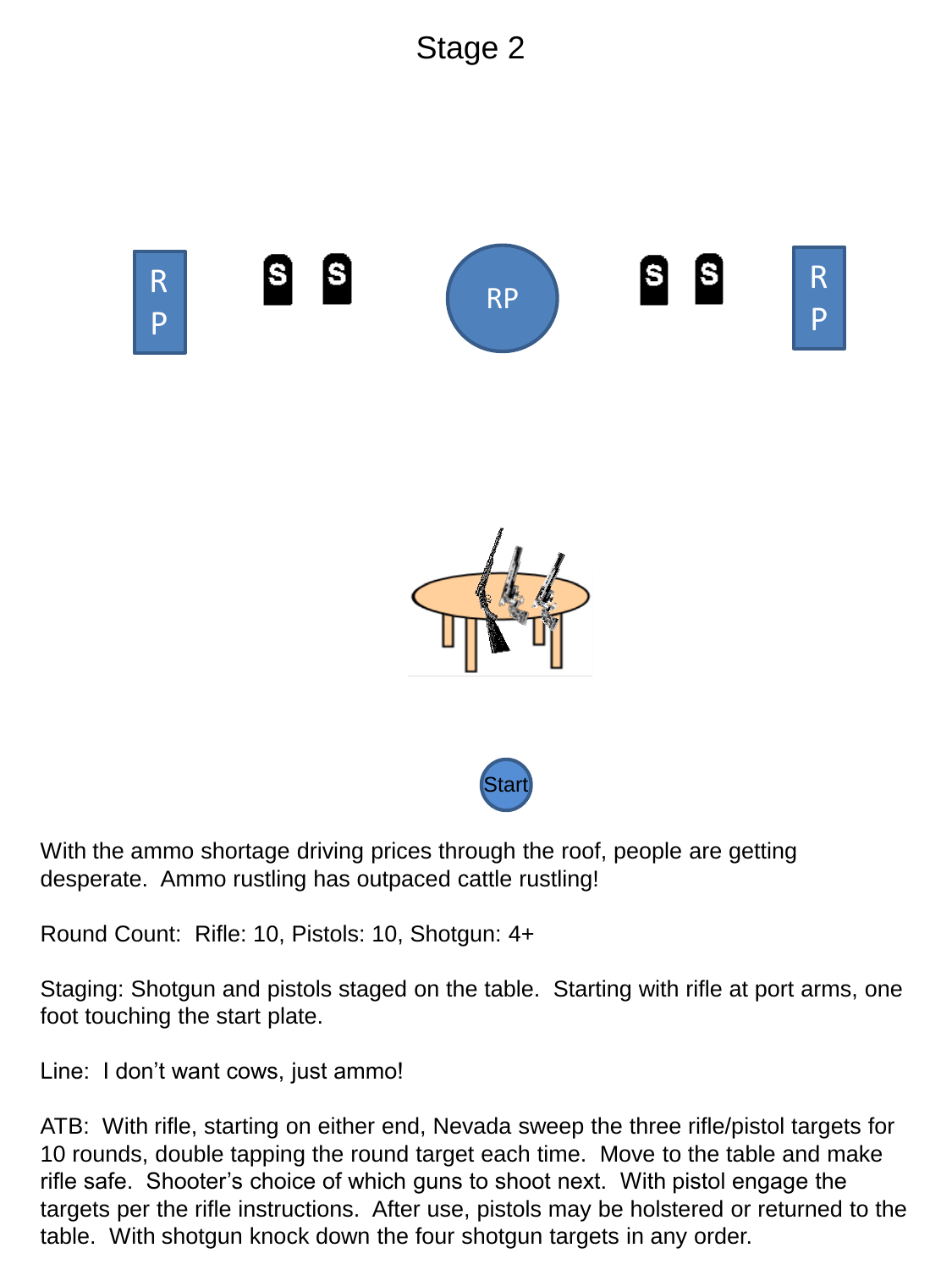# Stage 2

With the ammo shortage driving prices through the roof, people are getting desperate. Ammo rustling has outpaced cattle rustling!

Round Count: Rifle: 10, Pistols: 10, Shotgun: 4+

Staging: Shotgun and pistols staged on the table. Starting with rifle at port arms, one foot touching the start plate.

Line: I don't want cows, just ammo!

ATB: With rifle, starting on either end, Nevada sweep the three rifle/pistol targets for 10 rounds, double tapping the round target each time. Move to the table and make rifle safe. Shooter's choice of which guns to shoot next. With pistol engage the targets per the rifle instructions. After use, pistols may be holstered or returned to the table. With shotgun knock down the four shotgun targets in any order.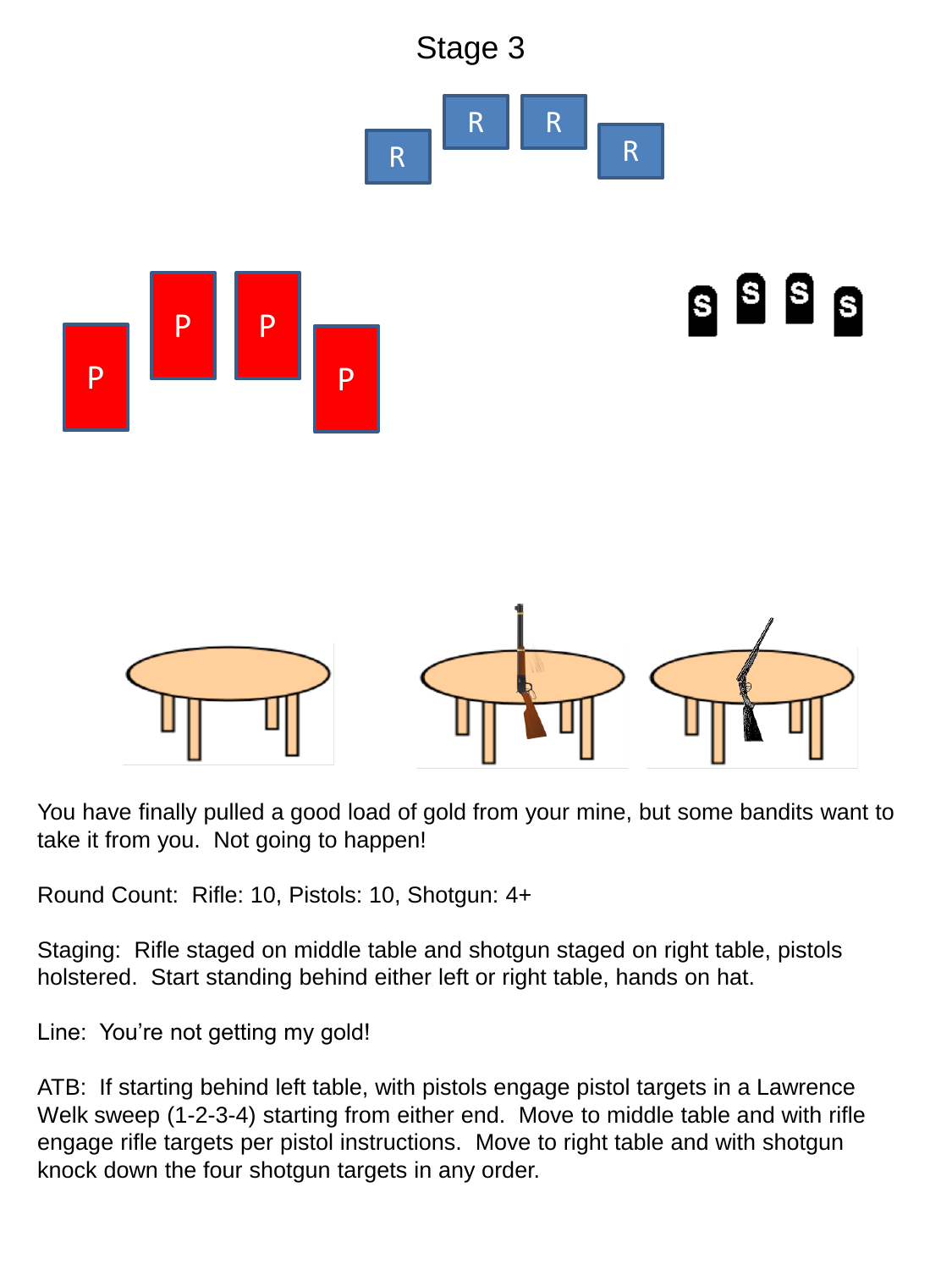# Stage 3

You have finally pulled a good load of gold from your mine, but some bandits want to take it from you. Not going to happen!

Round Count: Rifle: 10, Pistols: 10, Shotgun: 4+

Staging: Rifle staged on middle table and shotgun staged on right table, pistols holstered. Start standing behind either left or right table, hands on hat.

Line: You're not getting my gold!

ATB: If starting behind left table, with pistols engage pistol targets in a Lawrence Welk sweep (1-2-3-4) starting from either end. Move to middle table and with rifle engage rifle targets per pistol instructions. Move to right table and with shotgun knock down the four shotgun targets in any order.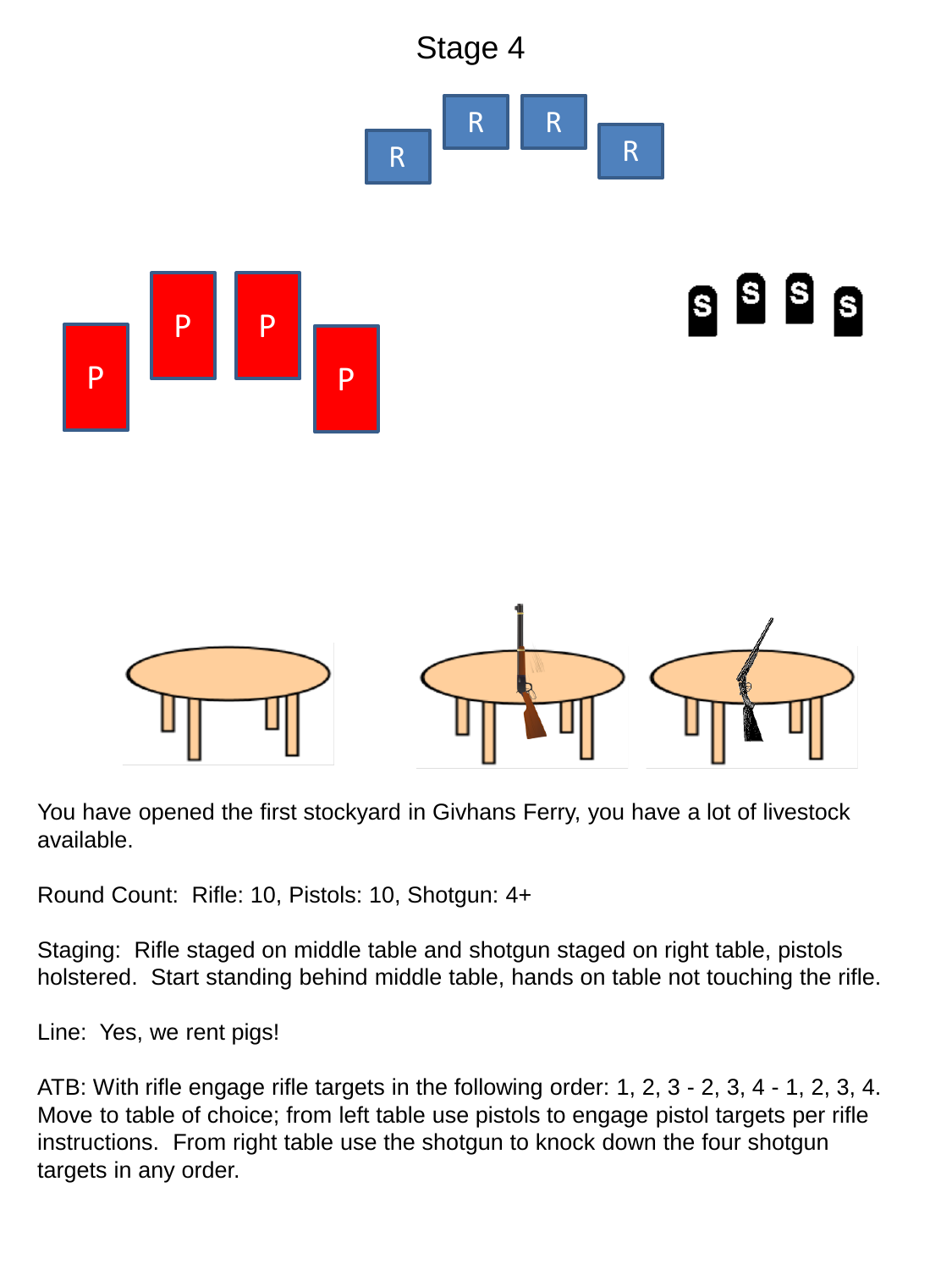# Stage 4

You have opened the first stockyard in Givhans Ferry, you have a lot of livestock available.

Round Count: Rifle: 10, Pistols: 10, Shotgun: 4+

Staging: Rifle staged on middle table and shotgun staged on right table, pistols holstered. Start standing behind middle table, hands on table not touching the rifle.

Line: Yes, we rent pigs!

ATB: With rifle engage rifle targets in the following order: 1, 2, 3 - 2, 3, 4 - 1, 2, 3, 4. Move to table of choice; from left table use pistols to engage pistol targets per rifle instructions. From right table use the shotgun to knock down the four shotgun targets in any order.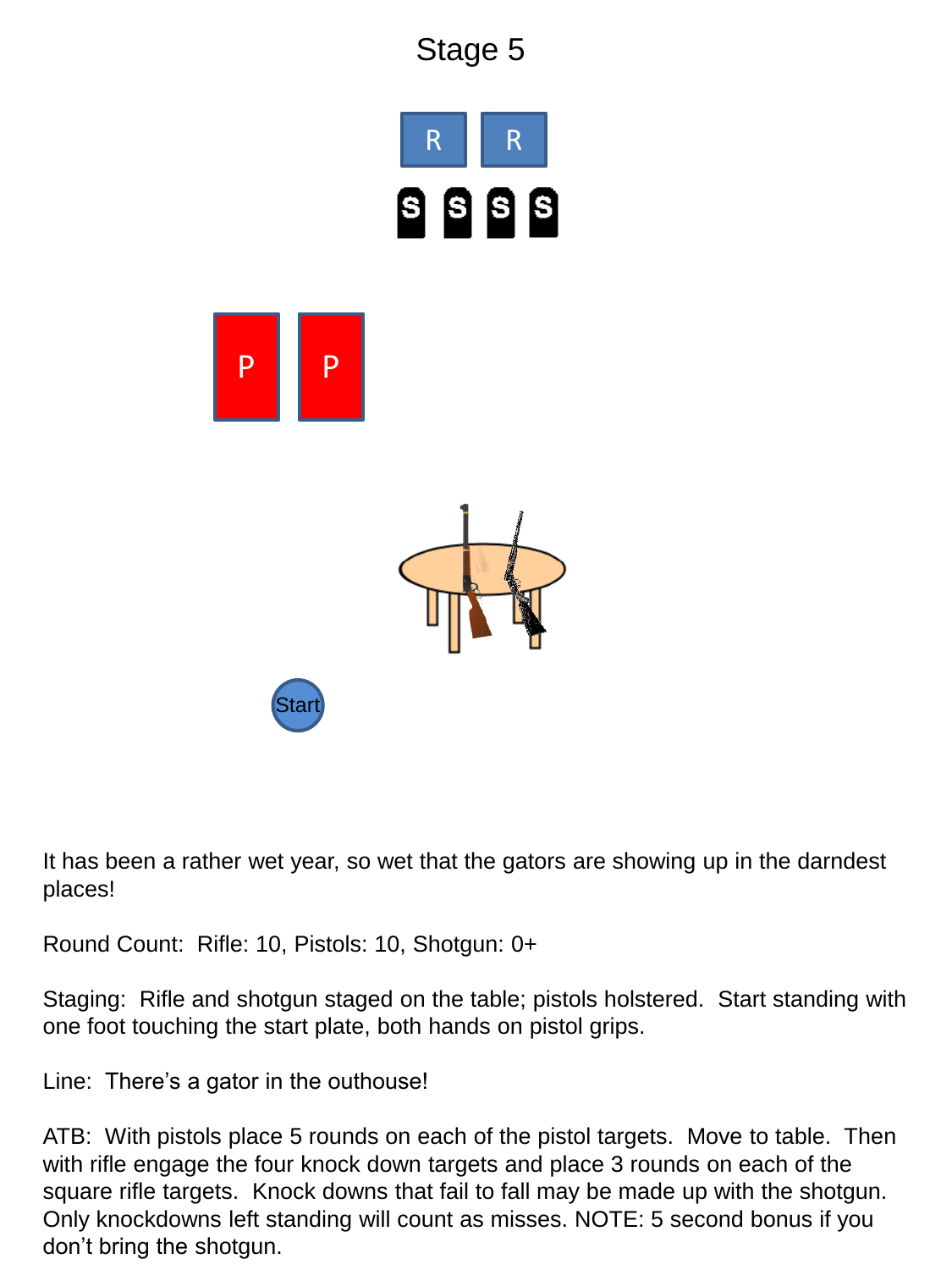# Stage 5

R R

S S S S

P P

Start

It has been a rather wet year, so wet that the gators are showing up in the darndest places!

Round Count: Rifle: 10, Pistols: 10, Shotgun: 0+

Staging: Rifle and shotgun staged on the table; pistols holstered. Start standing with one foot touching the start plate, both hands on pistol grips.

Line: There's a gator in the outhouse!

ATB: With pistols place 5 rounds on each of the pistol targets. Move to table. Then with rifle engage the four knock down targets and place 3 rounds on each of the square rifle targets. Knock downs that fail to fall may be made up with the shotgun. Only knockdowns left standing will count as misses. NOTE: 5 second bonus if you don't bring the shotgun.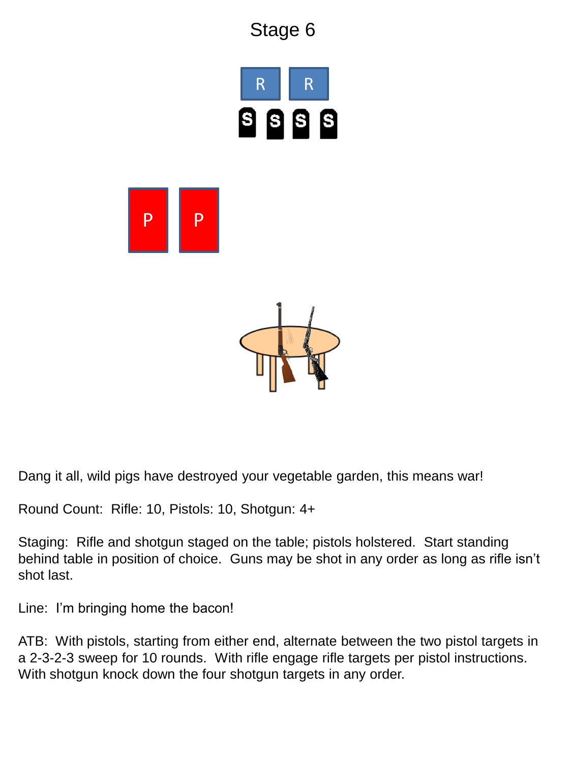# Stage 6

R R

S S S S

P P

Dang it all, wild pigs have destroyed your vegetable garden, this means war!

Round Count: Rifle: 10, Pistols: 10, Shotgun: 4+

Staging: Rifle and shotgun staged on the table; pistols holstered. Start standing behind table in position of choice. Guns may be shot in any order as long as rifle isn't shot last.

Line: I'm bringing home the bacon!

ATB: With pistols, starting from either end, alternate between the two pistol targets in a 2-3-2-3 sweep for 10 rounds. With rifle engage rifle targets per pistol instructions. With shotgun knock down the four shotgun targets in any order.